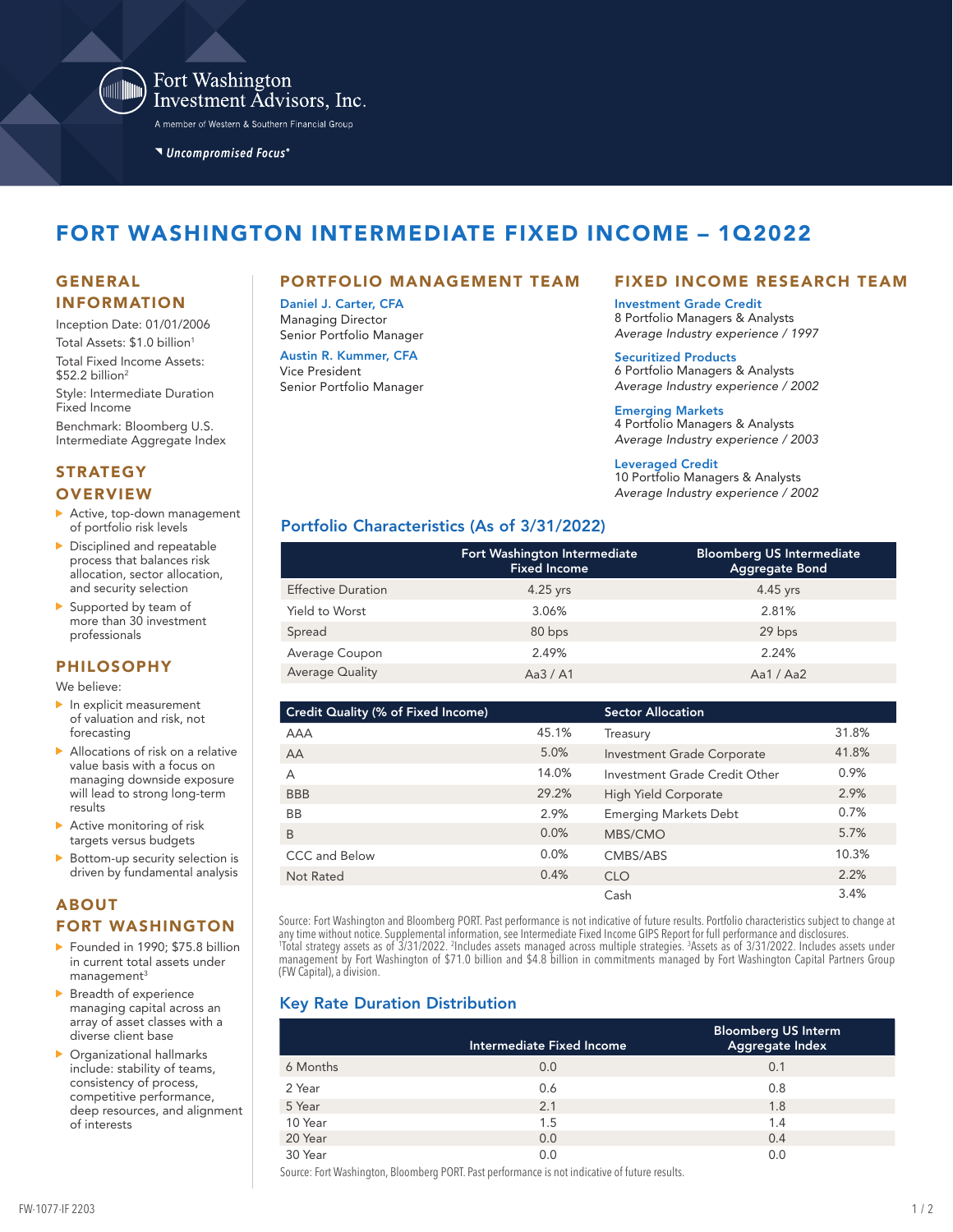Fort Washington Investment Advisors, Inc.

A member of Western & Southern Financial Group

Uncompromised Focus®

# FORT WASHINGTON INTERMEDIATE FIXED INCOME – 1Q2022

## GENERAL INFORMATION

Inception Date: 01/01/2006

Total Assets: $1.0 billion[1]

Total Fixed Income Assets: $52.2 billion[2]

Style: Intermediate Duration Fixed Income

Benchmark: Bloomberg U.S. Intermediate Aggregate Index

## STRATEGY OVERVIEW

- Active, top-down management of portfolio risk levels
- Disciplined and repeatable process that balances risk allocation, sector allocation, and security selection
- Supported by team of more than 30 investment professionals

## PHILOSOPHY

We believe:

- In explicit measurement of valuation and risk, not forecasting
- Allocations of risk on a relative value basis with a focus on managing downside exposure will lead to strong long-term results
- Active monitoring of risk targets versus budgets
- Bottom-up security selection is driven by fundamental analysis

## ABOUT FORT WASHINGTON

- Founded in 1990; $75.8 billion in current total assets under management[3]
- Breadth of experience managing capital across an array of asset classes with a diverse client base
- Organizational hallmarks include: stability of teams, consistency of process, competitive performance, deep resources, and alignment of interests

## PORTFOLIO MANAGEMENT TEAM

**Daniel J. Carter, CFA**
Managing Director
Senior Portfolio Manager

**Austin R. Kummer, CFA**
Vice President
Senior Portfolio Manager

## FIXED INCOME RESEARCH TEAM

**Investment Grade Credit**
8 Portfolio Managers & Analysts
*Average Industry experience / 1997*

**Securitized Products**
6 Portfolio Managers & Analysts
*Average Industry experience / 2002*

**Emerging Markets**
4 Portfolio Managers & Analysts
*Average Industry experience / 2003*

**Leveraged Credit**
10 Portfolio Managers & Analysts
*Average Industry experience / 2002*

## Portfolio Characteristics (As of 3/31/2022)

| | Fort Washington Intermediate Fixed Income | Bloomberg US Intermediate Aggregate Bond |
|---|---|---|
| Effective Duration | 4.25 yrs | 4.45 yrs |
| Yield to Worst | 3.06% | 2.81% |
| Spread | 80 bps | 29 bps |
| Average Coupon | 2.49% | 2.24% |
| Average Quality | Aa3 / A1 | Aa1 / Aa2 |

| Credit Quality (% of Fixed Income) | | Sector Allocation | |
|---|---|---|---|
| AAA | 45.1% | Treasury | 31.8% |
| AA | 5.0% | Investment Grade Corporate | 41.8% |
| A | 14.0% | Investment Grade Credit Other | 0.9% |
| BBB | 29.2% | High Yield Corporate | 2.9% |
| BB | 2.9% | Emerging Markets Debt | 0.7% |
| B | 0.0% | MBS/CMO | 5.7% |
| CCC and Below | 0.0% | CMBS/ABS | 10.3% |
| Not Rated | 0.4% | CLO | 2.2% |
| | | Cash | 3.4% |

Source: Fort Washington and Bloomberg PORT. Past performance is not indicative of future results. Portfolio characteristics subject to change at any time without notice. Supplemental information, see Intermediate Fixed Income GIPS Report for full performance and disclosures.
[1]Total strategy assets as of 3/31/2022. [2]Includes assets managed across multiple strategies. [3]Assets as of 3/31/2022. Includes assets under management by Fort Washington of $71.0 billion and $4.8 billion in commitments managed by Fort Washington Capital Partners Group (FW Capital), a division.

## Key Rate Duration Distribution

| | Intermediate Fixed Income | Bloomberg US Interm Aggregate Index |
|---|---|---|
| 6 Months | 0.0 | 0.1 |
| 2 Year | 0.6 | 0.8 |
| 5 Year | 2.1 | 1.8 |
| 10 Year | 1.5 | 1.4 |
| 20 Year | 0.0 | 0.4 |
| 30 Year | 0.0 | 0.0 |

Source: Fort Washington, Bloomberg PORT. Past performance is not indicative of future results.

FW-1077-IF 2203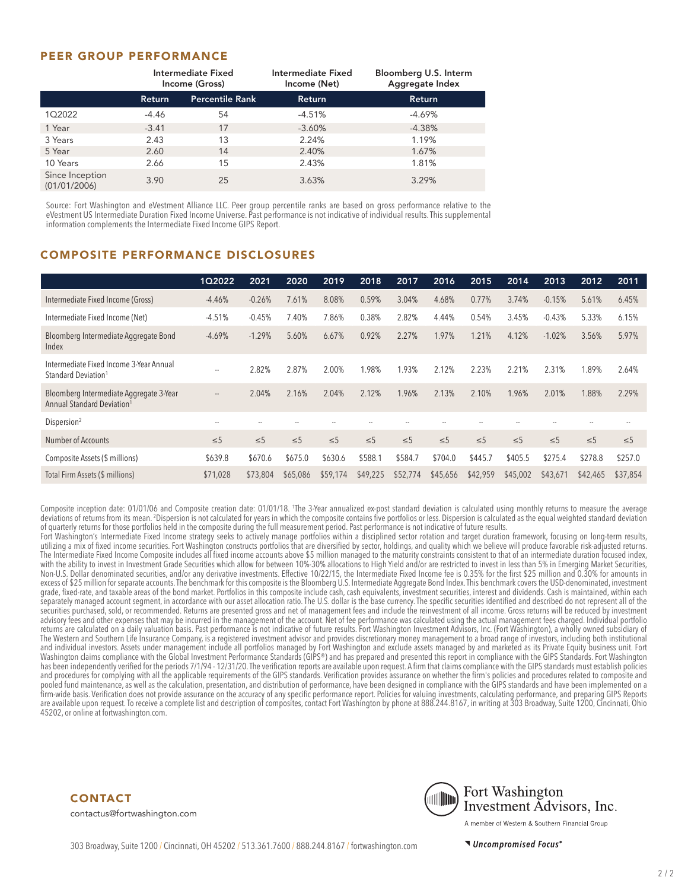## PEER GROUP PERFORMANCE

| | Intermediate Fixed Income (Gross) | | Intermediate Fixed Income (Net) | Bloomberg U.S. Interm Aggregate Index |
|---|---|---|---|---|
| | Return | Percentile Rank | Return | Return |
| 1Q2022 | -4.46 | 54 | -4.51% | -4.69% |
| 1 Year | -3.41 | 17 | -3.60% | -4.38% |
| 3 Years | 2.43 | 13 | 2.24% | 1.19% |
| 5 Year | 2.60 | 14 | 2.40% | 1.67% |
| 10 Years | 2.66 | 15 | 2.43% | 1.81% |
| Since Inception (01/01/2006) | 3.90 | 25 | 3.63% | 3.29% |

Source: Fort Washington and eVestment Alliance LLC. Peer group percentile ranks are based on gross performance relative to the eVestment US Intermediate Duration Fixed Income Universe. Past performance is not indicative of individual results. This supplemental information complements the Intermediate Fixed Income GIPS Report.

## COMPOSITE PERFORMANCE DISCLOSURES

| | 1Q2022 | 2021 | 2020 | 2019 | 2018 | 2017 | 2016 | 2015 | 2014 | 2013 | 2012 | 2011 |
|---|---|---|---|---|---|---|---|---|---|---|---|---|
| Intermediate Fixed Income (Gross) | -4.46% | -0.26% | 7.61% | 8.08% | 0.59% | 3.04% | 4.68% | 0.77% | 3.74% | -0.15% | 5.61% | 6.45% |
| Intermediate Fixed Income (Net) | -4.51% | -0.45% | 7.40% | 7.86% | 0.38% | 2.82% | 4.44% | 0.54% | 3.45% | -0.43% | 5.33% | 6.15% |
| Bloomberg Intermediate Aggregate Bond Index | -4.69% | -1.29% | 5.60% | 6.67% | 0.92% | 2.27% | 1.97% | 1.21% | 4.12% | -1.02% | 3.56% | 5.97% |
| Intermediate Fixed Income 3-Year Annual Standard Deviation[1] | -- | 2.82% | 2.87% | 2.00% | 1.98% | 1.93% | 2.12% | 2.23% | 2.21% | 2.31% | 1.89% | 2.64% |
| Bloomberg Intermediate Aggregate 3-Year Annual Standard Deviation[1] | -- | 2.04% | 2.16% | 2.04% | 2.12% | 1.96% | 2.13% | 2.10% | 1.96% | 2.01% | 1.88% | 2.29% |
| Dispersion[2] | -- | -- | -- | -- | -- | -- | -- | -- | -- | -- | -- | -- |
| Number of Accounts | ≤5 | ≤5 | ≤5 | ≤5 | ≤5 | ≤5 | ≤5 | ≤5 | ≤5 | ≤5 | ≤5 | ≤5 |
| Composite Assets ($ millions) | $639.8 | $670.6 | $675.0 | $630.6 | $588.1 | $584.7 | $704.0 | $445.7 | $405.5 | $275.4 | $278.8 | $257.0 |
| Total Firm Assets ($ millions) | $71,028 | $73,804 | $65,086 | $59,174 | $49,225 | $52,774 | $45,656 | $42,959 | $45,002 | $43,671 | $42,465 | $37,854 |

Composite inception date: 01/01/06 and Composite creation date: 01/01/18. [1]The 3-Year annualized ex-post standard deviation is calculated using monthly returns to measure the average deviations of returns from its mean. [2]Dispersion is not calculated for years in which the composite contains five portfolios or less. Dispersion is calculated as the equal weighted standard deviation of quarterly returns for those portfolios held in the composite during the full measurement period. Past performance is not indicative of future results.

Fort Washington's Intermediate Fixed Income strategy seeks to actively manage portfolios within a disciplined sector rotation and target duration framework, focusing on long-term results, utilizing a mix of fixed income securities. Fort Washington constructs portfolios that are diversified by sector, holdings, and quality which we believe will produce favorable risk-adjusted returns. The Intermediate Fixed Income Composite includes all fixed income accounts above $5 million managed to the maturity constraints consistent to that of an intermediate duration focused index, with the ability to invest in Investment Grade Securities which allow for between 10%-30% allocations to High Yield and/or are restricted to invest in less than 5% in Emerging Market Securities, Non-U.S. Dollar denominated securities, and/or any derivative investments. Effective 10/22/15, the Intermediate Fixed Income fee is 0.35% for the first $25 million and 0.30% for amounts in excess of $25 million for separate accounts. The benchmark for this composite is the Bloomberg U.S. Intermediate Aggregate Bond Index. This benchmark covers the USD-denominated, investment grade, fixed-rate, and taxable areas of the bond market. Portfolios in this composite include cash, cash equivalents, investment securities, interest and dividends. Cash is maintained, within each separately managed account segment, in accordance with our asset allocation ratio. The U.S. dollar is the base currency. The specific securities identified and described do not represent all of the securities purchased, sold, or recommended. Returns are presented gross and net of management fees and include the reinvestment of all income. Gross returns will be reduced by investment advisory fees and other expenses that may be incurred in the management of the account. Net of fee performance was calculated using the actual management fees charged. Individual portfolio returns are calculated on a daily valuation basis. Past performance is not indicative of future results. Fort Washington Investment Advisors, Inc. (Fort Washington), a wholly owned subsidiary of The Western and Southern Life Insurance Company, is a registered investment advisor and provides discretionary money management to a broad range of investors, including both institutional and individual investors. Assets under management include all portfolios managed by Fort Washington and exclude assets managed by and marketed as its Private Equity business unit. Fort Washington claims compliance with the Global Investment Performance Standards (GIPS®) and has prepared and presented this report in compliance with the GIPS Standards. Fort Washington has been independently verified for the periods 7/1/94 - 12/31/20. The verification reports are available upon request. A firm that claims compliance with the GIPS standards must establish policies and procedures for complying with all the applicable requirements of the GIPS standards. Verification provides assurance on whether the firm's policies and procedures related to composite and pooled fund maintenance, as well as the calculation, presentation, and distribution of performance, have been designed in compliance with the GIPS standards and have been implemented on a firm-wide basis. Verification does not provide assurance on the accuracy of any specific performance report. Policies for valuing investments, calculating performance, and preparing GIPS Reports are available upon request. To receive a complete list and description of composites, contact Fort Washington by phone at 888.244.8167, in writing at 303 Broadway, Suite 1200, Cincinnati, Ohio 45202, or online at fortwashington.com.

## CONTACT

contactus@fortwashington.com

Fort Washington Investment Advisors, Inc.

A member of Western & Southern Financial Group

303 Broadway, Suite 1200 / Cincinnati, OH 45202 / 513.361.7600 / 888.244.8167 / fortwashington.com

*Uncompromised Focus®*